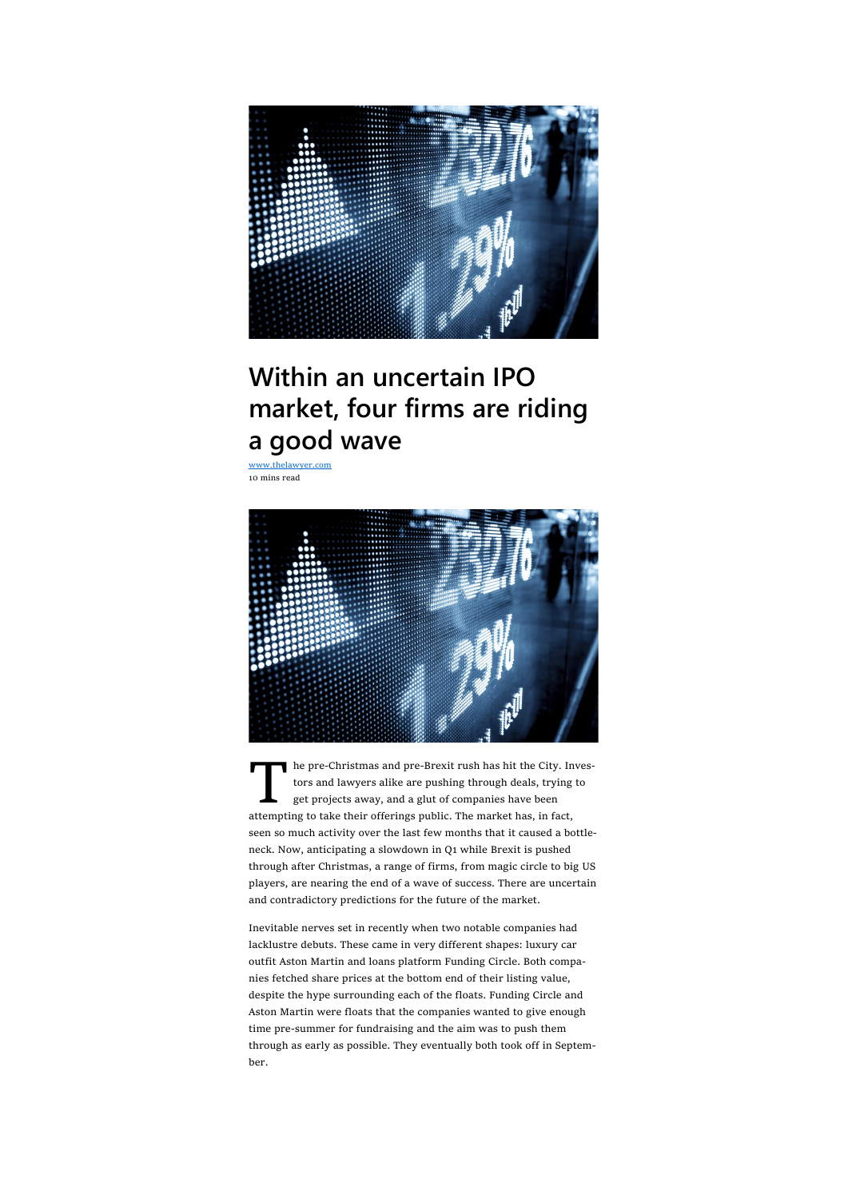# Within an uncertain IPO market, four firms are riding a good wave

www.thelawyer.com

10 mins read

The pre-Christmas and pre-Brexit rush has hit the City. Investors and lawyers alike are pushing through deals, trying to get projects away, and a glut of companies have been attempting to take their offerings public. The market has, in fact, seen so much activity over the last few months that it caused a bottleneck. Now, anticipating a slowdown in Q1 while Brexit is pushed through after Christmas, a range of firms, from magic circle to big US players, are nearing the end of a wave of success. There are uncertain and contradictory predictions for the future of the market.

Inevitable nerves set in recently when two notable companies had lacklustre debuts. These came in very different shapes: luxury car outfit Aston Martin and loans platform Funding Circle. Both companies fetched share prices at the bottom end of their listing value, despite the hype surrounding each of the floats. Funding Circle and Aston Martin were floats that the companies wanted to give enough time pre-summer for fundraising and the aim was to push them through as early as possible. They eventually both took off in September.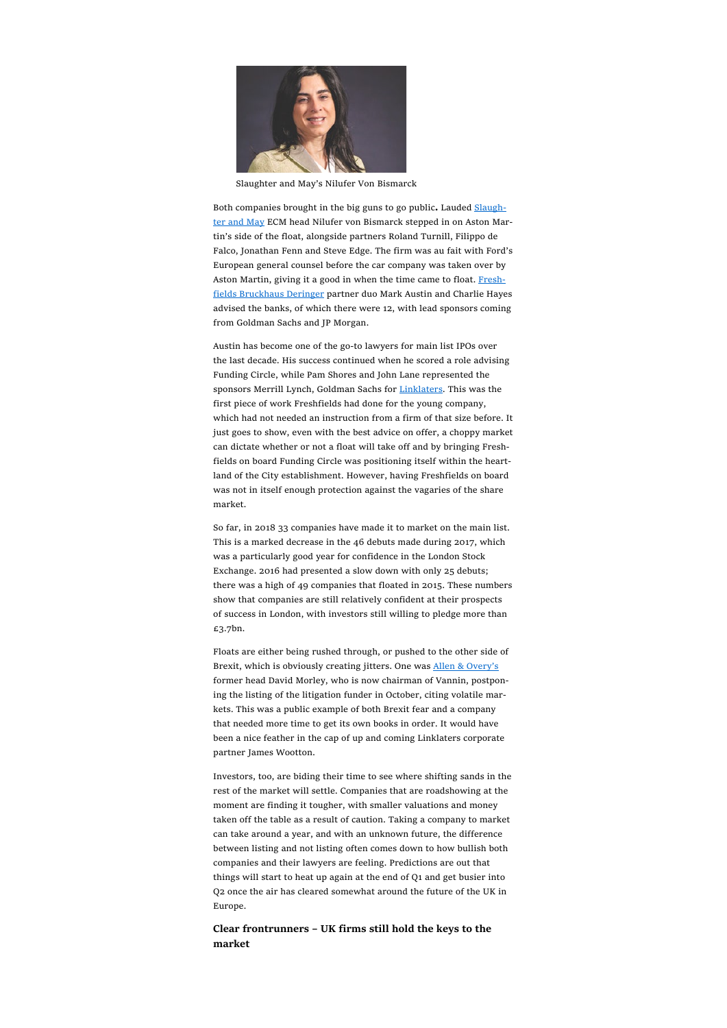Slaughter and May's Nilufer Von Bismarck

Both companies brought in the big guns to go public**.** Lauded Slaughter and May ECM head Nilufer von Bismarck stepped in on Aston Martin's side of the float, alongside partners Roland Turnill, Filippo de Falco, Jonathan Fenn and Steve Edge. The firm was au fait with Ford's European general counsel before the car company was taken over by Aston Martin, giving it a good in when the time came to float. Freshfields Bruckhaus Deringer partner duo Mark Austin and Charlie Hayes advised the banks, of which there were 12, with lead sponsors coming from Goldman Sachs and JP Morgan.

Austin has become one of the go-to lawyers for main list IPOs over the last decade. His success continued when he scored a role advising Funding Circle, while Pam Shores and John Lane represented the sponsors Merrill Lynch, Goldman Sachs for Linklaters. This was the first piece of work Freshfields had done for the young company, which had not needed an instruction from a firm of that size before. It just goes to show, even with the best advice on offer, a choppy market can dictate whether or not a float will take off and by bringing Freshfields on board Funding Circle was positioning itself within the heartland of the City establishment. However, having Freshfields on board was not in itself enough protection against the vagaries of the share market.

So far, in 2018 33 companies have made it to market on the main list. This is a marked decrease in the 46 debuts made during 2017, which was a particularly good year for confidence in the London Stock Exchange. 2016 had presented a slow down with only 25 debuts; there was a high of 49 companies that floated in 2015. These numbers show that companies are still relatively confident at their prospects of success in London, with investors still willing to pledge more than £3.7bn.

Floats are either being rushed through, or pushed to the other side of Brexit, which is obviously creating jitters. One was Allen & Overy's former head David Morley, who is now chairman of Vannin, postponing the listing of the litigation funder in October, citing volatile markets. This was a public example of both Brexit fear and a company that needed more time to get its own books in order. It would have been a nice feather in the cap of up and coming Linklaters corporate partner James Wootton.

Investors, too, are biding their time to see where shifting sands in the rest of the market will settle. Companies that are roadshowing at the moment are finding it tougher, with smaller valuations and money taken off the table as a result of caution. Taking a company to market can take around a year, and with an unknown future, the difference between listing and not listing often comes down to how bullish both companies and their lawyers are feeling. Predictions are out that things will start to heat up again at the end of Q1 and get busier into Q2 once the air has cleared somewhat around the future of the UK in Europe.

### Clear frontrunners – UK firms still hold the keys to the market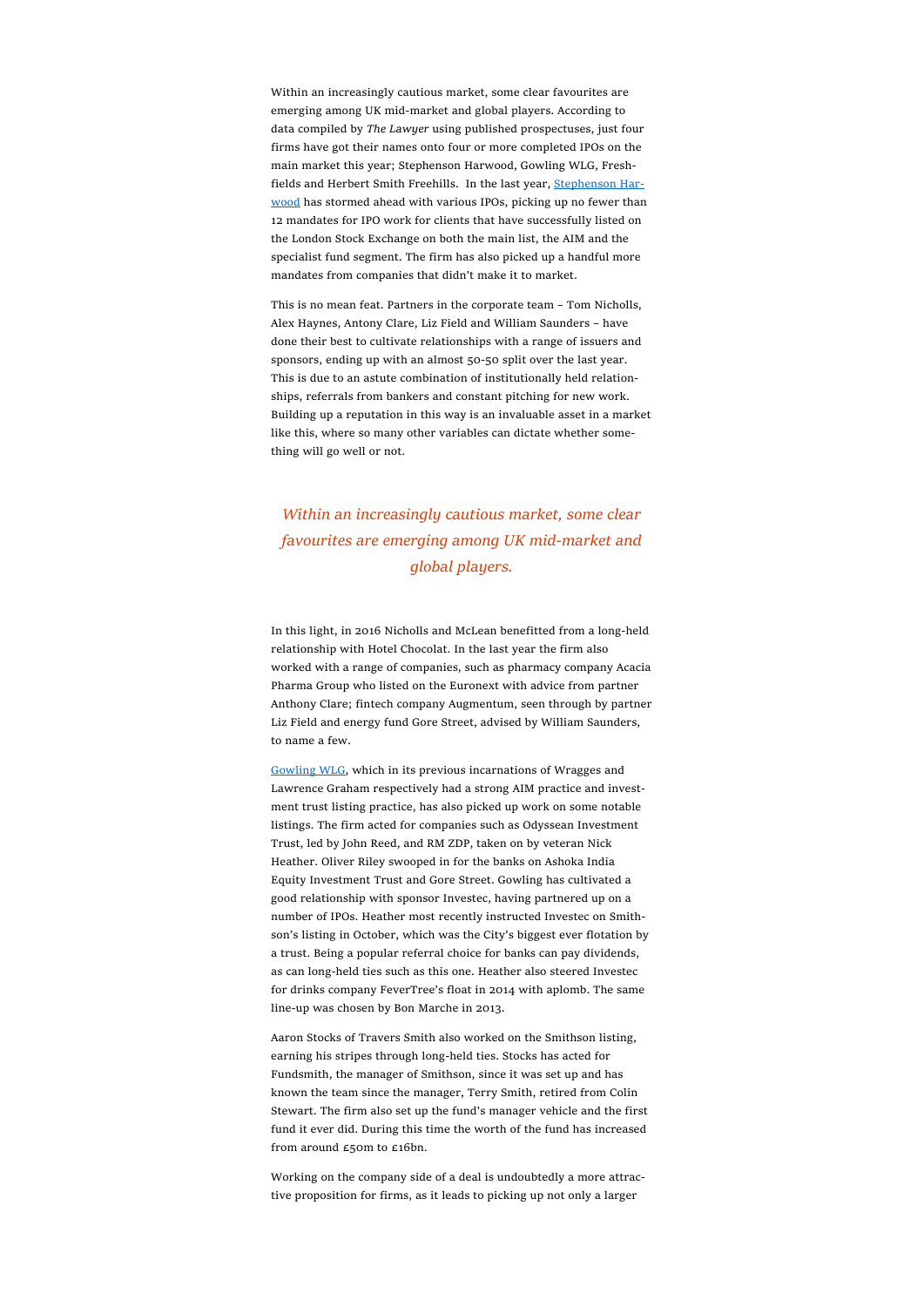Within an increasingly cautious market, some clear favourites are emerging among UK mid-market and global players. According to data compiled by *The Lawyer* using published prospectuses, just four firms have got their names onto four or more completed IPOs on the main market this year; Stephenson Harwood, Gowling WLG, Freshfields and Herbert Smith Freehills. In the last year, Stephenson Harwood has stormed ahead with various IPOs, picking up no fewer than 12 mandates for IPO work for clients that have successfully listed on the London Stock Exchange on both the main list, the AIM and the specialist fund segment. The firm has also picked up a handful more mandates from companies that didn't make it to market.

This is no mean feat. Partners in the corporate team – Tom Nicholls, Alex Haynes, Antony Clare, Liz Field and William Saunders – have done their best to cultivate relationships with a range of issuers and sponsors, ending up with an almost 50-50 split over the last year. This is due to an astute combination of institutionally held relationships, referrals from bankers and constant pitching for new work. Building up a reputation in this way is an invaluable asset in a market like this, where so many other variables can dictate whether something will go well or not.

> *Within an increasingly cautious market, some clear favourites are emerging among UK mid-market and global players.*

In this light, in 2016 Nicholls and McLean benefitted from a long-held relationship with Hotel Chocolat. In the last year the firm also worked with a range of companies, such as pharmacy company Acacia Pharma Group who listed on the Euronext with advice from partner Anthony Clare; fintech company Augmentum, seen through by partner Liz Field and energy fund Gore Street, advised by William Saunders, to name a few.

Gowling WLG, which in its previous incarnations of Wragges and Lawrence Graham respectively had a strong AIM practice and investment trust listing practice, has also picked up work on some notable listings. The firm acted for companies such as Odyssean Investment Trust, led by John Reed, and RM ZDP, taken on by veteran Nick Heather. Oliver Riley swooped in for the banks on Ashoka India Equity Investment Trust and Gore Street. Gowling has cultivated a good relationship with sponsor Investec, having partnered up on a number of IPOs. Heather most recently instructed Investec on Smithson's listing in October, which was the City's biggest ever flotation by a trust. Being a popular referral choice for banks can pay dividends, as can long-held ties such as this one. Heather also steered Investec for drinks company FeverTree's float in 2014 with aplomb. The same line-up was chosen by Bon Marche in 2013.

Aaron Stocks of Travers Smith also worked on the Smithson listing, earning his stripes through long-held ties. Stocks has acted for Fundsmith, the manager of Smithson, since it was set up and has known the team since the manager, Terry Smith, retired from Colin Stewart. The firm also set up the fund's manager vehicle and the first fund it ever did. During this time the worth of the fund has increased from around £50m to £16bn.

Working on the company side of a deal is undoubtedly a more attractive proposition for firms, as it leads to picking up not only a larger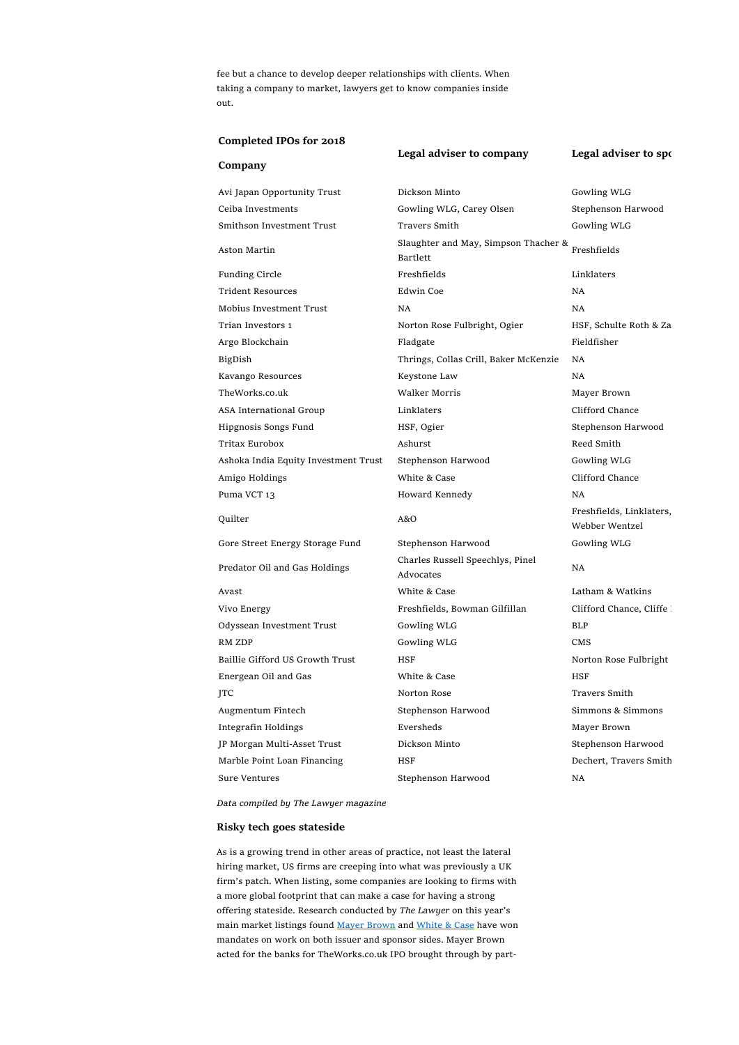fee but a chance to develop deeper relationships with clients. When taking a company to market, lawyers get to know companies inside out.

**Completed IPOs for 2018**

| Company | Legal adviser to company | Legal adviser to spo |
|---|---|---|
| Avi Japan Opportunity Trust | Dickson Minto | Gowling WLG |
| Ceiba Investments | Gowling WLG, Carey Olsen | Stephenson Harwood |
| Smithson Investment Trust | Travers Smith | Gowling WLG |
| Aston Martin | Slaughter and May, Simpson Thacher & Bartlett | Freshfields |
| Funding Circle | Freshfields | Linklaters |
| Trident Resources | Edwin Coe | NA |
| Mobius Investment Trust | NA | NA |
| Trian Investors 1 | Norton Rose Fulbright, Ogier | HSF, Schulte Roth & Za |
| Argo Blockchain | Fladgate | Fieldfisher |
| BigDish | Thrings, Collas Crill, Baker McKenzie | NA |
| Kavango Resources | Keystone Law | NA |
| TheWorks.co.uk | Walker Morris | Mayer Brown |
| ASA International Group | Linklaters | Clifford Chance |
| Hipgnosis Songs Fund | HSF, Ogier | Stephenson Harwood |
| Tritax Eurobox | Ashurst | Reed Smith |
| Ashoka India Equity Investment Trust | Stephenson Harwood | Gowling WLG |
| Amigo Holdings | White & Case | Clifford Chance |
| Puma VCT 13 | Howard Kennedy | NA |
| Quilter | A&O | Freshfields, Linklaters, Webber Wentzel |
| Gore Street Energy Storage Fund | Stephenson Harwood | Gowling WLG |
| Predator Oil and Gas Holdings | Charles Russell Speechlys, Pinel Advocates | NA |
| Avast | White & Case | Latham & Watkins |
| Vivo Energy | Freshfields, Bowman Gilfillan | Clifford Chance, Cliffe |
| Odyssean Investment Trust | Gowling WLG | BLP |
| RM ZDP | Gowling WLG | CMS |
| Baillie Gifford US Growth Trust | HSF | Norton Rose Fulbright |
| Energean Oil and Gas | White & Case | HSF |
| JTC | Norton Rose | Travers Smith |
| Augmentum Fintech | Stephenson Harwood | Simmons & Simmons |
| Integrafin Holdings | Eversheds | Mayer Brown |
| JP Morgan Multi-Asset Trust | Dickson Minto | Stephenson Harwood |
| Marble Point Loan Financing | HSF | Dechert, Travers Smith |
| Sure Ventures | Stephenson Harwood | NA |

*Data compiled by The Lawyer magazine*

### Risky tech goes stateside

As is a growing trend in other areas of practice, not least the lateral hiring market, US firms are creeping into what was previously a UK firm's patch. When listing, some companies are looking to firms with a more global footprint that can make a case for having a strong offering stateside. Research conducted by *The Lawyer* on this year's main market listings found Mayer Brown and White & Case have won mandates on work on both issuer and sponsor sides. Mayer Brown acted for the banks for TheWorks.co.uk IPO brought through by part-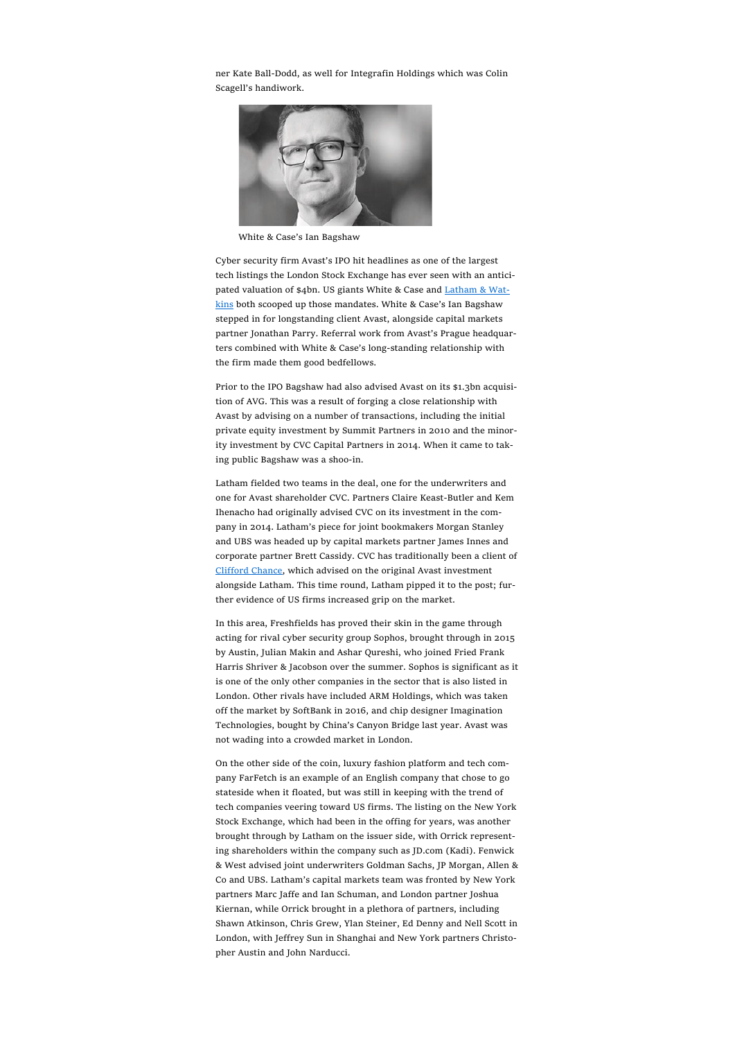ner Kate Ball-Dodd, as well for Integrafin Holdings which was Colin Scagell's handiwork.

White & Case's Ian Bagshaw

Cyber security firm Avast's IPO hit headlines as one of the largest tech listings the London Stock Exchange has ever seen with an anticipated valuation of $4bn. US giants White & Case and [Latham & Watkins](#) both scooped up those mandates. White & Case's Ian Bagshaw stepped in for longstanding client Avast, alongside capital markets partner Jonathan Parry. Referral work from Avast's Prague headquarters combined with White & Case's long-standing relationship with the firm made them good bedfellows.

Prior to the IPO Bagshaw had also advised Avast on its $1.3bn acquisition of AVG. This was a result of forging a close relationship with Avast by advising on a number of transactions, including the initial private equity investment by Summit Partners in 2010 and the minority investment by CVC Capital Partners in 2014. When it came to taking public Bagshaw was a shoo-in.

Latham fielded two teams in the deal, one for the underwriters and one for Avast shareholder CVC. Partners Claire Keast-Butler and Kem Ihenacho had originally advised CVC on its investment in the company in 2014. Latham's piece for joint bookmakers Morgan Stanley and UBS was headed up by capital markets partner James Innes and corporate partner Brett Cassidy. CVC has traditionally been a client of [Clifford Chance](#), which advised on the original Avast investment alongside Latham. This time round, Latham pipped it to the post; further evidence of US firms increased grip on the market.

In this area, Freshfields has proved their skin in the game through acting for rival cyber security group Sophos, brought through in 2015 by Austin, Julian Makin and Ashar Qureshi, who joined Fried Frank Harris Shriver & Jacobson over the summer. Sophos is significant as it is one of the only other companies in the sector that is also listed in London. Other rivals have included ARM Holdings, which was taken off the market by SoftBank in 2016, and chip designer Imagination Technologies, bought by China's Canyon Bridge last year. Avast was not wading into a crowded market in London.

On the other side of the coin, luxury fashion platform and tech company FarFetch is an example of an English company that chose to go stateside when it floated, but was still in keeping with the trend of tech companies veering toward US firms. The listing on the New York Stock Exchange, which had been in the offing for years, was another brought through by Latham on the issuer side, with Orrick representing shareholders within the company such as JD.com (Kadi). Fenwick & West advised joint underwriters Goldman Sachs, JP Morgan, Allen & Co and UBS. Latham's capital markets team was fronted by New York partners Marc Jaffe and Ian Schuman, and London partner Joshua Kiernan, while Orrick brought in a plethora of partners, including Shawn Atkinson, Chris Grew, Ylan Steiner, Ed Denny and Nell Scott in London, with Jeffrey Sun in Shanghai and New York partners Christopher Austin and John Narducci.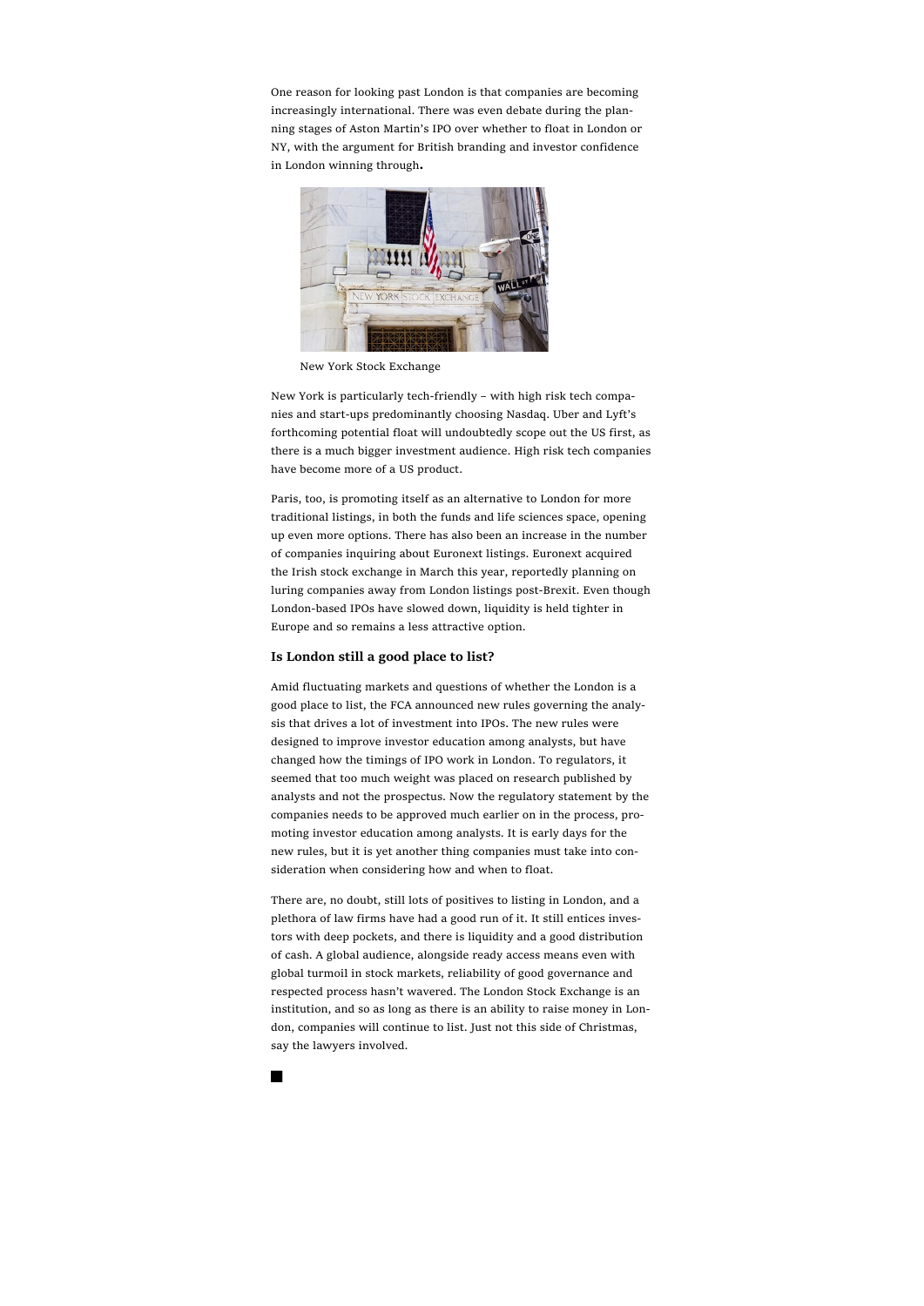One reason for looking past London is that companies are becoming increasingly international. There was even debate during the planning stages of Aston Martin's IPO over whether to float in London or NY, with the argument for British branding and investor confidence in London winning through**.**

New York Stock Exchange

New York is particularly tech-friendly – with high risk tech companies and start-ups predominantly choosing Nasdaq. Uber and Lyft's forthcoming potential float will undoubtedly scope out the US first, as there is a much bigger investment audience. High risk tech companies have become more of a US product.

Paris, too, is promoting itself as an alternative to London for more traditional listings, in both the funds and life sciences space, opening up even more options. There has also been an increase in the number of companies inquiring about Euronext listings. Euronext acquired the Irish stock exchange in March this year, reportedly planning on luring companies away from London listings post-Brexit. Even though London-based IPOs have slowed down, liquidity is held tighter in Europe and so remains a less attractive option.

### Is London still a good place to list?

Amid fluctuating markets and questions of whether the London is a good place to list, the FCA announced new rules governing the analysis that drives a lot of investment into IPOs. The new rules were designed to improve investor education among analysts, but have changed how the timings of IPO work in London. To regulators, it seemed that too much weight was placed on research published by analysts and not the prospectus. Now the regulatory statement by the companies needs to be approved much earlier on in the process, promoting investor education among analysts. It is early days for the new rules, but it is yet another thing companies must take into consideration when considering how and when to float.

There are, no doubt, still lots of positives to listing in London, and a plethora of law firms have had a good run of it. It still entices investors with deep pockets, and there is liquidity and a good distribution of cash. A global audience, alongside ready access means even with global turmoil in stock markets, reliability of good governance and respected process hasn't wavered. The London Stock Exchange is an institution, and so as long as there is an ability to raise money in London, companies will continue to list. Just not this side of Christmas, say the lawyers involved.

■